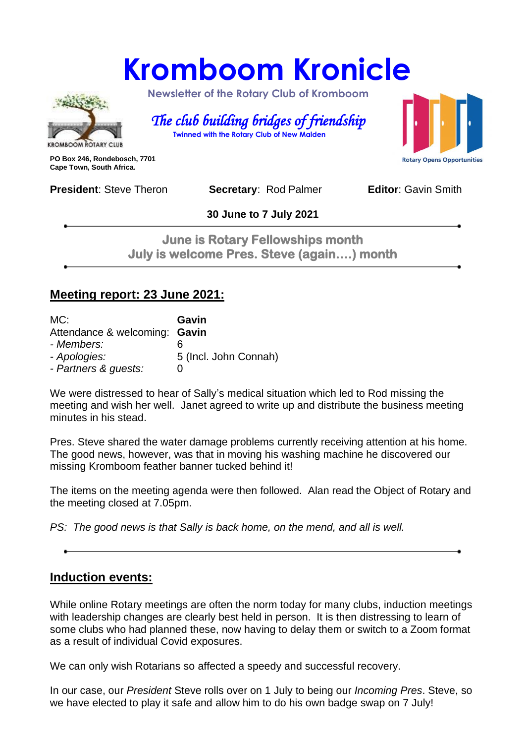# Kromboom Kronicle

**Newsletter of the Rotary Club of Kromboom**

*The club building bridges of friendship*

**Twinned with the Rotary Club of New Malden**

KROMBOOM ROTARY CLUB

Rotary Opens Opportunities

**PO Box 246, Rondebosch, 7701**
**Cape Town, South Africa.**

**President**: Steve Theron **Secretary**: Rod Palmer **Editor**: Gavin Smith

**30 June to 7 July 2021**

**June is Rotary Fellowships month**
**July is welcome Pres. Steve (again….) month**

## Meeting report: 23 June 2021:

| | |
|---|---|
| MC: | **Gavin** |
| Attendance & welcoming: | **Gavin** |
| - *Members:* | 6 |
| - *Apologies:* | 5 (Incl. John Connah) |
| - *Partners & guests:* | 0 |

We were distressed to hear of Sally's medical situation which led to Rod missing the meeting and wish her well. Janet agreed to write up and distribute the business meeting minutes in his stead.

Pres. Steve shared the water damage problems currently receiving attention at his home. The good news, however, was that in moving his washing machine he discovered our missing Kromboom feather banner tucked behind it!

The items on the meeting agenda were then followed. Alan read the Object of Rotary and the meeting closed at 7.05pm.

*PS: The good news is that Sally is back home, on the mend, and all is well.*

## Induction events:

While online Rotary meetings are often the norm today for many clubs, induction meetings with leadership changes are clearly best held in person. It is then distressing to learn of some clubs who had planned these, now having to delay them or switch to a Zoom format as a result of individual Covid exposures.

We can only wish Rotarians so affected a speedy and successful recovery.

In our case, our *President* Steve rolls over on 1 July to being our *Incoming Pres*. Steve, so we have elected to play it safe and allow him to do his own badge swap on 7 July!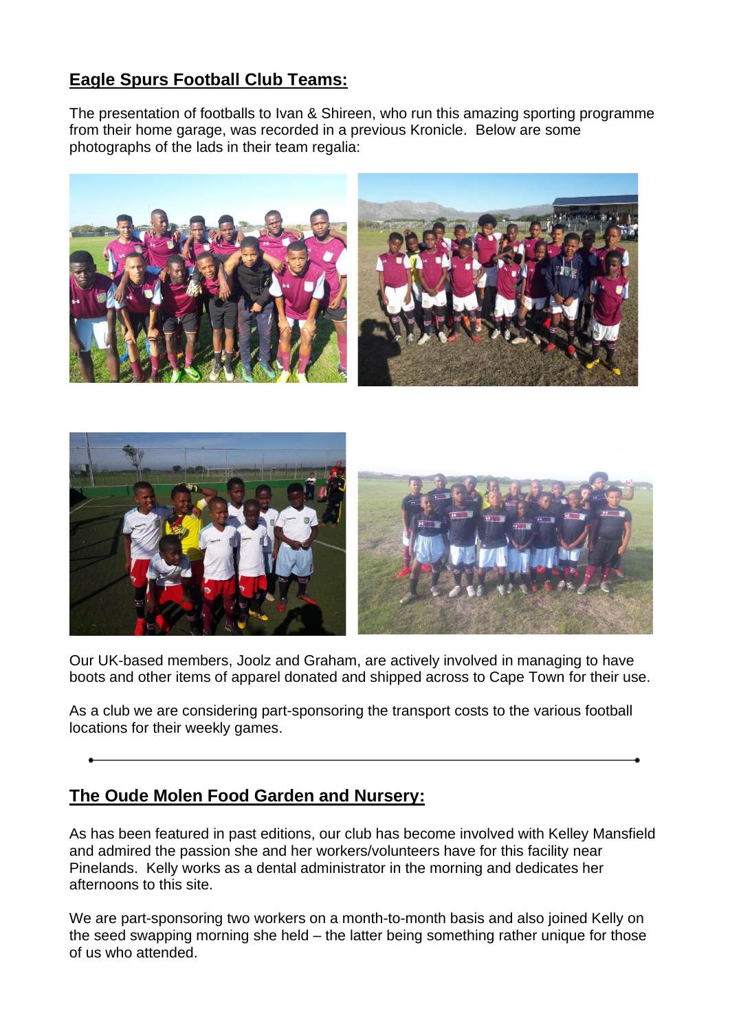## Eagle Spurs Football Club Teams:

The presentation of footballs to Ivan & Shireen, who run this amazing sporting programme from their home garage, was recorded in a previous Kronicle. Below are some photographs of the lads in their team regalia:

Our UK-based members, Joolz and Graham, are actively involved in managing to have boots and other items of apparel donated and shipped across to Cape Town for their use.

As a club we are considering part-sponsoring the transport costs to the various football locations for their weekly games.

---

## The Oude Molen Food Garden and Nursery:

As has been featured in past editions, our club has become involved with Kelley Mansfield and admired the passion she and her workers/volunteers have for this facility near Pinelands. Kelly works as a dental administrator in the morning and dedicates her afternoons to this site.

We are part-sponsoring two workers on a month-to-month basis and also joined Kelly on the seed swapping morning she held – the latter being something rather unique for those of us who attended.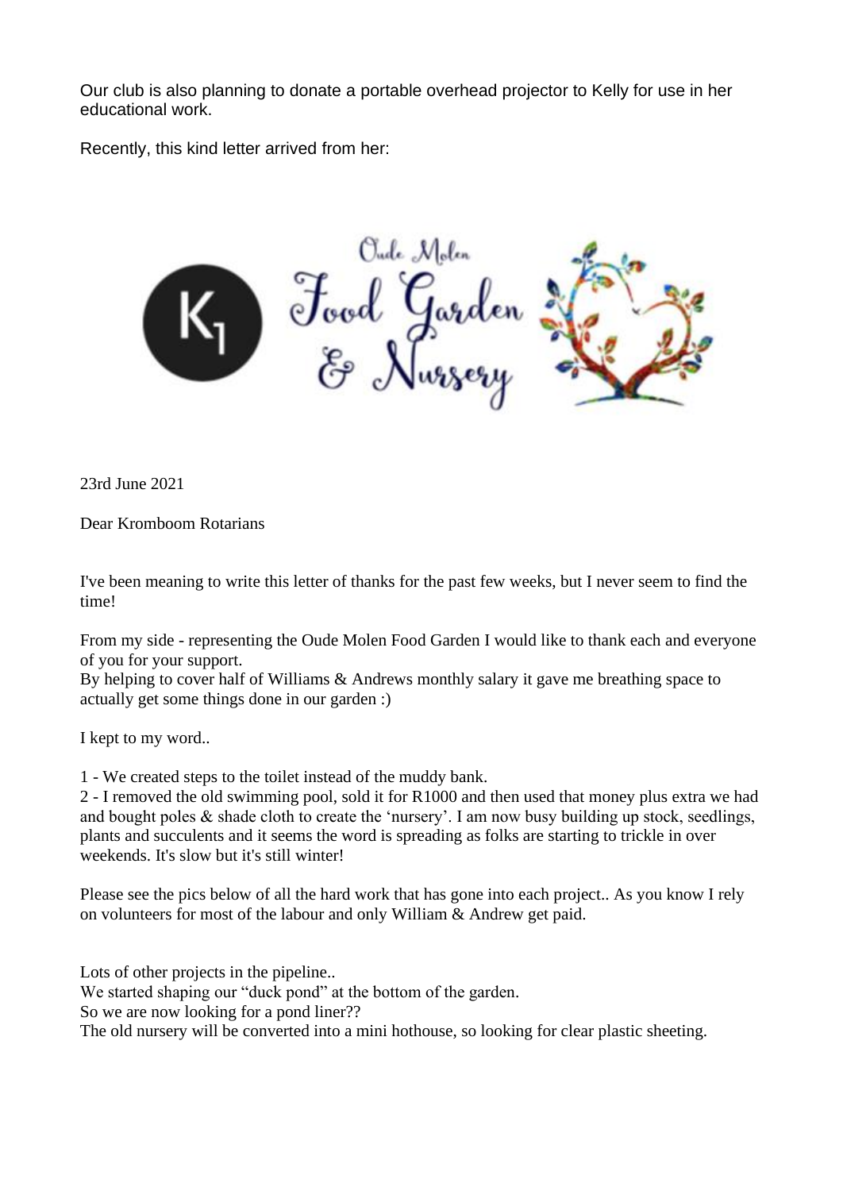Our club is also planning to donate a portable overhead projector to Kelly for use in her educational work.

Recently, this kind letter arrived from her:

K1 Oude Molen Food Garden & Nursery

23rd June 2021

Dear Kromboom Rotarians

I've been meaning to write this letter of thanks for the past few weeks, but I never seem to find the time!

From my side - representing the Oude Molen Food Garden I would like to thank each and everyone of you for your support.
By helping to cover half of Williams & Andrews monthly salary it gave me breathing space to actually get some things done in our garden :)

I kept to my word..

1 - We created steps to the toilet instead of the muddy bank.
2 - I removed the old swimming pool, sold it for R1000 and then used that money plus extra we had and bought poles & shade cloth to create the 'nursery'. I am now busy building up stock, seedlings, plants and succulents and it seems the word is spreading as folks are starting to trickle in over weekends. It's slow but it's still winter!

Please see the pics below of all the hard work that has gone into each project.. As you know I rely on volunteers for most of the labour and only William & Andrew get paid.

Lots of other projects in the pipeline..
We started shaping our "duck pond" at the bottom of the garden.
So we are now looking for a pond liner??
The old nursery will be converted into a mini hothouse, so looking for clear plastic sheeting.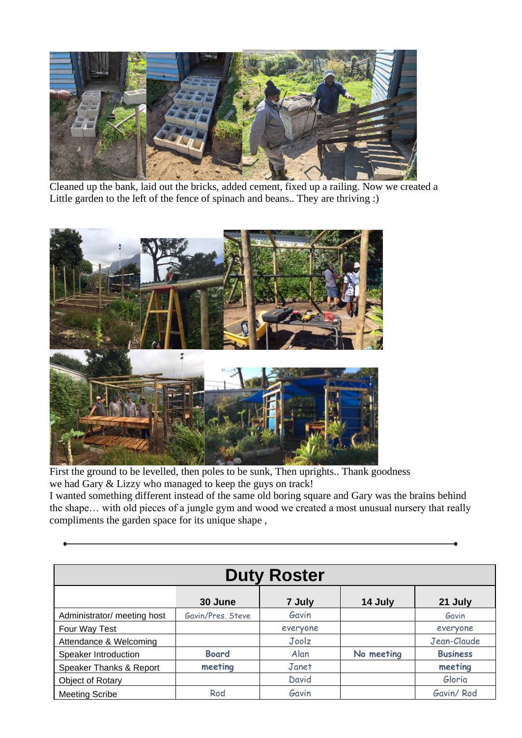Cleaned up the bank, laid out the bricks, added cement, fixed up a railing. Now we created a Little garden to the left of the fence of spinach and beans.. They are thriving :)

First the ground to be levelled, then poles to be sunk, Then uprights.. Thank goodness we had Gary & Lizzy who managed to keep the guys on track!

I wanted something different instead of the same old boring square and Gary was the brains behind the shape… with old pieces of a jungle gym and wood we created a most unusual nursery that really compliments the garden space for its unique shape ,

---

| Duty Roster | | | | |
|---|---|---|---|---|
| | **30 June** | **7 July** | **14 July** | **21 July** |
| Administrator/ meeting host | Gavin/Pres. Steve | Gavin | | Gavin |
| Four Way Test | | everyone | | everyone |
| Attendance & Welcoming | | Joolz | | Jean-Claude |
| Speaker Introduction | **Board** | Alan | **No meeting** | **Business** |
| Speaker Thanks & Report | **meeting** | Janet | | **meeting** |
| Object of Rotary | | David | | Gloria |
| Meeting Scribe | Rod | Gavin | | Gavin/ Rod |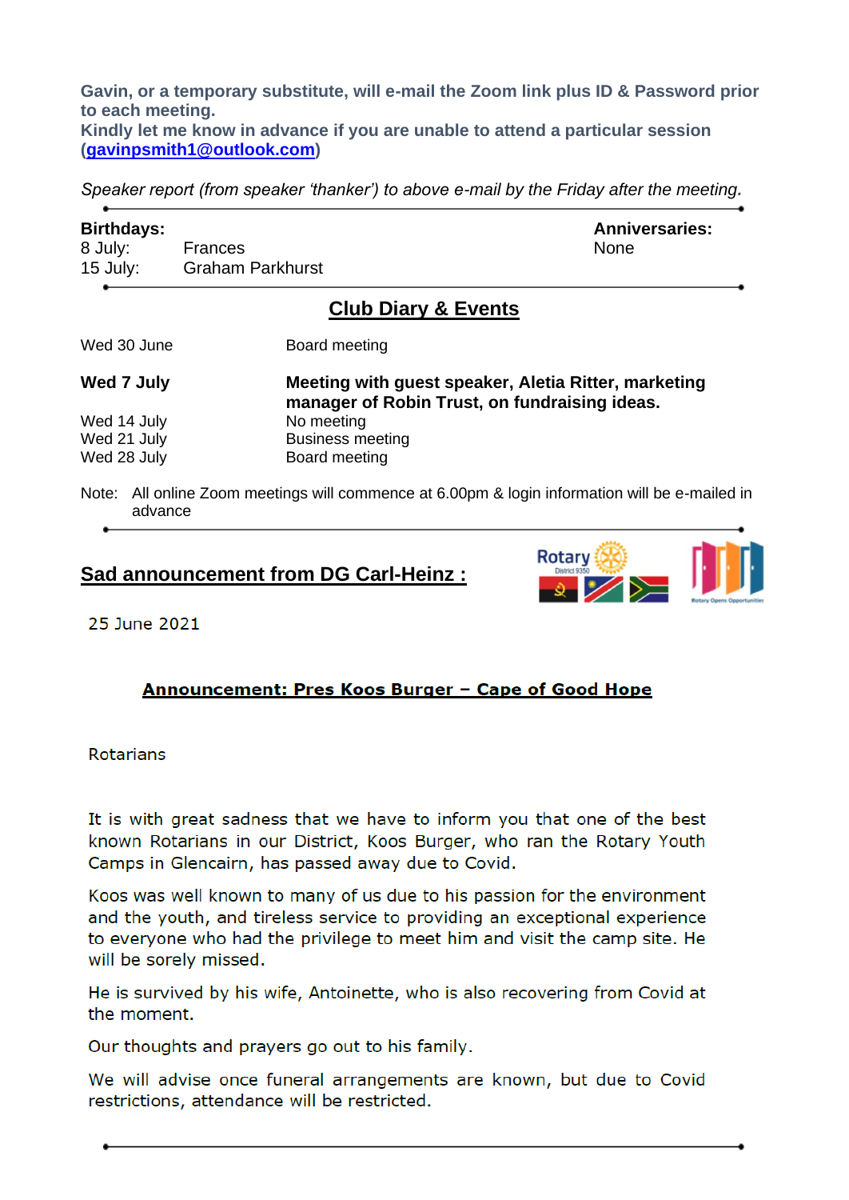**Gavin, or a temporary substitute, will e-mail the Zoom link plus ID & Password prior to each meeting.**
**Kindly let me know in advance if you are unable to attend a particular session (gavinpsmith1@outlook.com)**

*Speaker report (from speaker 'thanker') to above e-mail by the Friday after the meeting.*

---

**Birthdays:**
8 July: Frances
15 July: Graham Parkhurst

**Anniversaries:**
None

---

## Club Diary & Events

| | |
|---|---|
| Wed 30 June | Board meeting |
| **Wed 7 July** | **Meeting with guest speaker, Aletia Ritter, marketing manager of Robin Trust, on fundraising ideas.** |
| Wed 14 July | No meeting |
| Wed 21 July | Business meeting |
| Wed 28 July | Board meeting |

Note: All online Zoom meetings will commence at 6.00pm & login information will be e-mailed in advance

---

## Sad announcement from DG Carl-Heinz :

25 June 2021

**Announcement: Pres Koos Burger – Cape of Good Hope**

Rotarians

It is with great sadness that we have to inform you that one of the best known Rotarians in our District, Koos Burger, who ran the Rotary Youth Camps in Glencairn, has passed away due to Covid.

Koos was well known to many of us due to his passion for the environment and the youth, and tireless service to providing an exceptional experience to everyone who had the privilege to meet him and visit the camp site. He will be sorely missed.

He is survived by his wife, Antoinette, who is also recovering from Covid at the moment.

Our thoughts and prayers go out to his family.

We will advise once funeral arrangements are known, but due to Covid restrictions, attendance will be restricted.